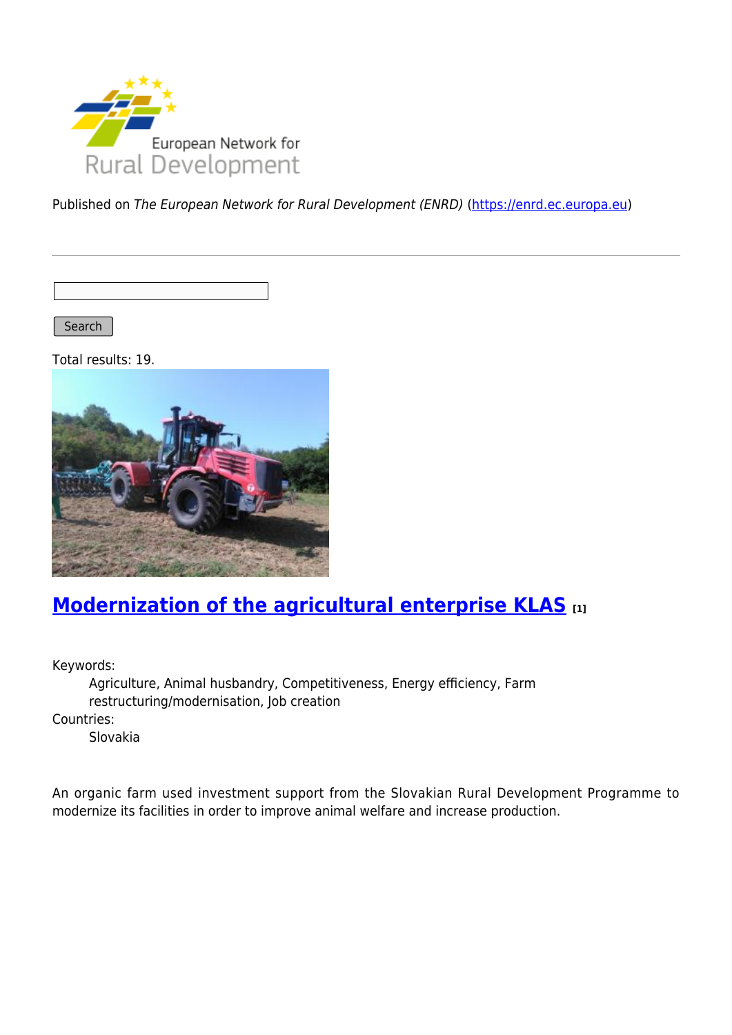Published on *The European Network for Rural Development (ENRD)* (https://enrd.ec.europa.eu)

Search

Total results: 19.

## Modernization of the agricultural enterprise KLAS [1]

Keywords:
: Agriculture, Animal husbandry, Competitiveness, Energy efficiency, Farm restructuring/modernisation, Job creation

Countries:
: Slovakia

An organic farm used investment support from the Slovakian Rural Development Programme to modernize its facilities in order to improve animal welfare and increase production.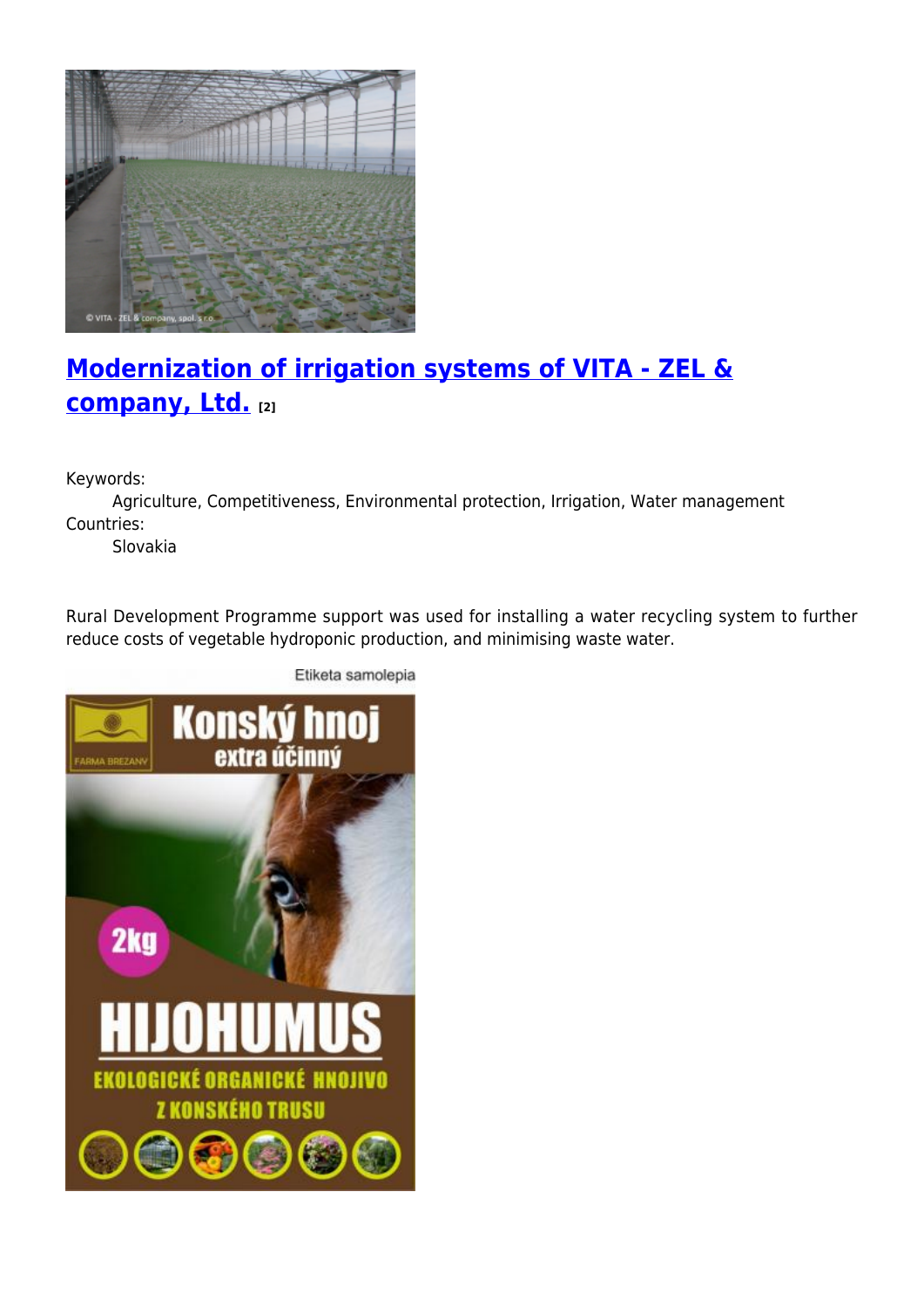## Modernization of irrigation systems of VITA - ZEL & company, Ltd. [2]

Keywords:
  Agriculture, Competitiveness, Environmental protection, Irrigation, Water management

Countries:
  Slovakia

Rural Development Programme support was used for installing a water recycling system to further reduce costs of vegetable hydroponic production, and minimising waste water.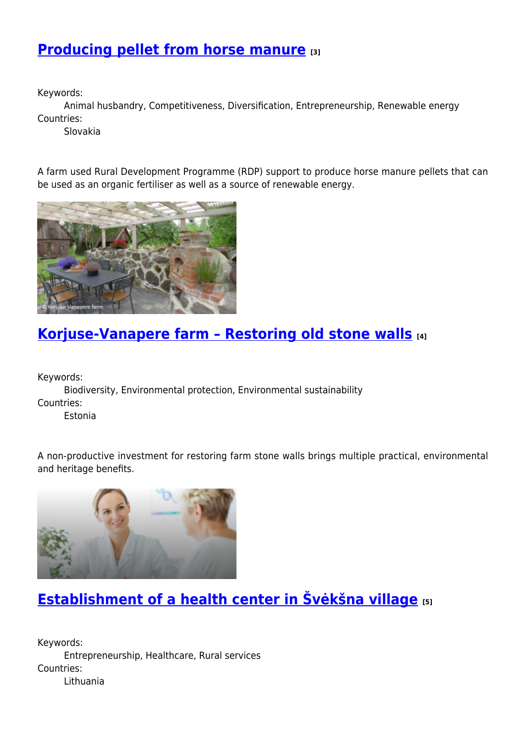## [Producing pellet from horse manure](#) [3]

Keywords:
 Animal husbandry, Competitiveness, Diversification, Entrepreneurship, Renewable energy
Countries:
 Slovakia

A farm used Rural Development Programme (RDP) support to produce horse manure pellets that can be used as an organic fertiliser as well as a source of renewable energy.

## [Korjuse-Vanapere farm – Restoring old stone walls](#) [4]

Keywords:
 Biodiversity, Environmental protection, Environmental sustainability
Countries:
 Estonia

A non-productive investment for restoring farm stone walls brings multiple practical, environmental and heritage benefits.

## [Establishment of a health center in Švėkšna village](#) [5]

Keywords:
 Entrepreneurship, Healthcare, Rural services
Countries:
 Lithuania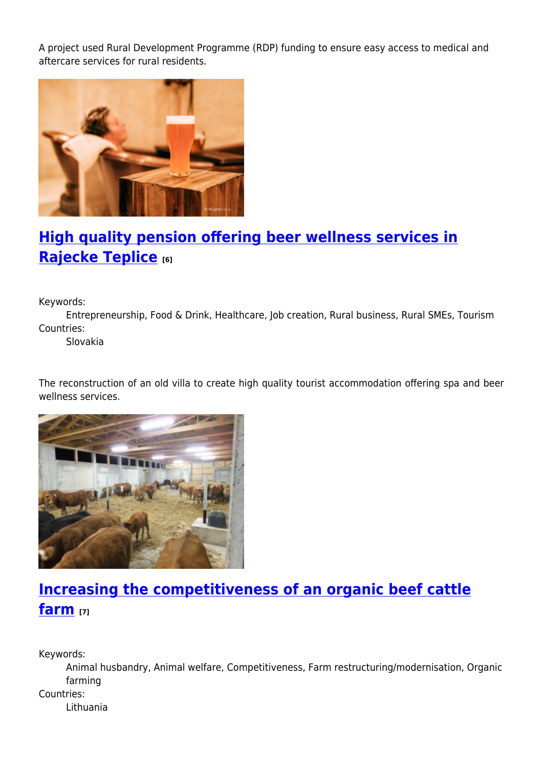A project used Rural Development Programme (RDP) funding to ensure easy access to medical and aftercare services for rural residents.

## [High quality pension offering beer wellness services in Rajecke Teplice](#) [6]

Keywords:
: Entrepreneurship, Food & Drink, Healthcare, Job creation, Rural business, Rural SMEs, Tourism

Countries:
: Slovakia

The reconstruction of an old villa to create high quality tourist accommodation offering spa and beer wellness services.

## [Increasing the competitiveness of an organic beef cattle farm](#) [7]

Keywords:
: Animal husbandry, Animal welfare, Competitiveness, Farm restructuring/modernisation, Organic farming

Countries:
: Lithuania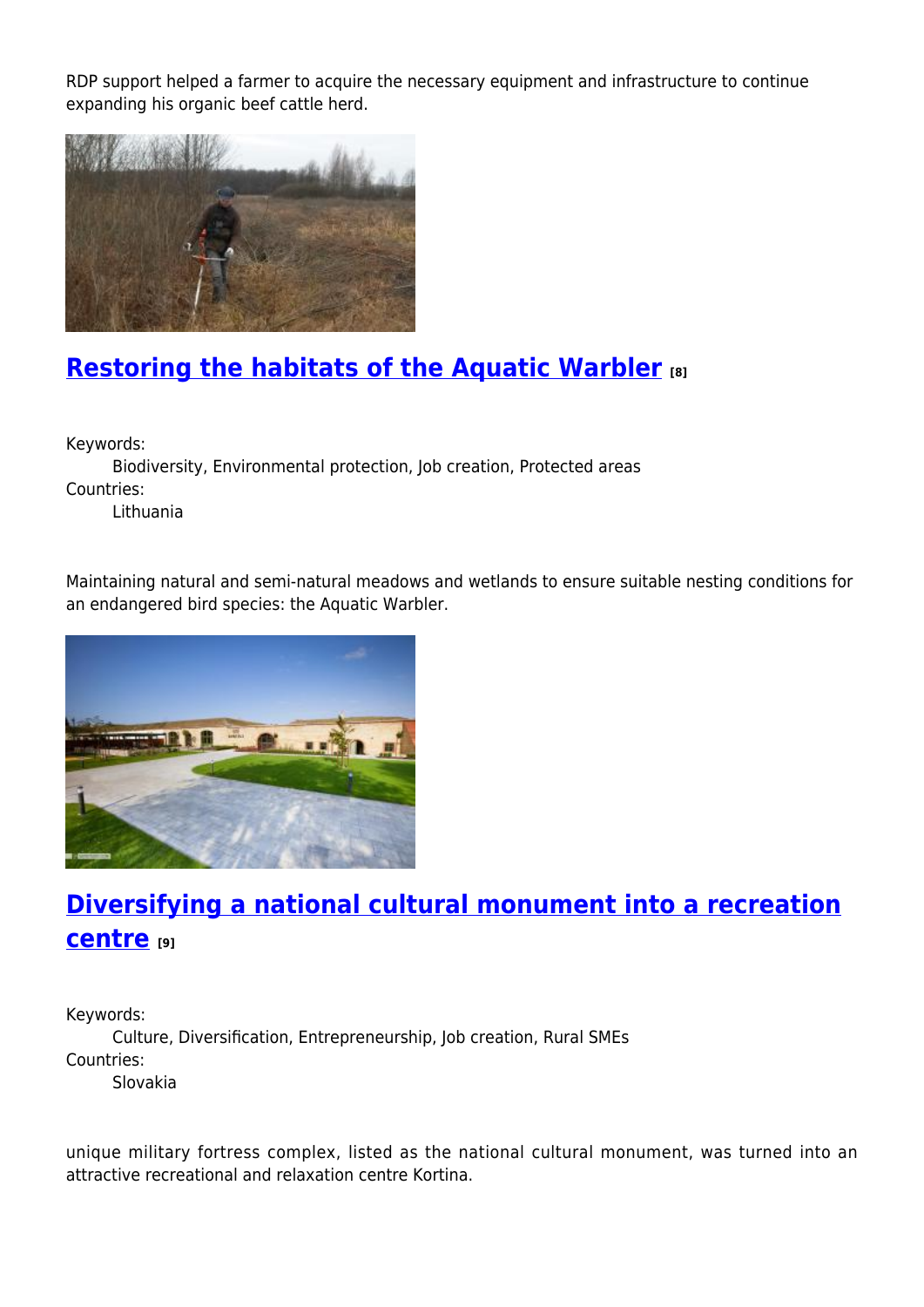RDP support helped a farmer to acquire the necessary equipment and infrastructure to continue expanding his organic beef cattle herd.

## [Restoring the habitats of the Aquatic Warbler [8]]

Keywords:
  Biodiversity, Environmental protection, Job creation, Protected areas
Countries:
  Lithuania

Maintaining natural and semi-natural meadows and wetlands to ensure suitable nesting conditions for an endangered bird species: the Aquatic Warbler.

## [Diversifying a national cultural monument into a recreation centre [9]]

Keywords:
  Culture, Diversification, Entrepreneurship, Job creation, Rural SMEs
Countries:
  Slovakia

unique military fortress complex, listed as the national cultural monument, was turned into an attractive recreational and relaxation centre Kortina.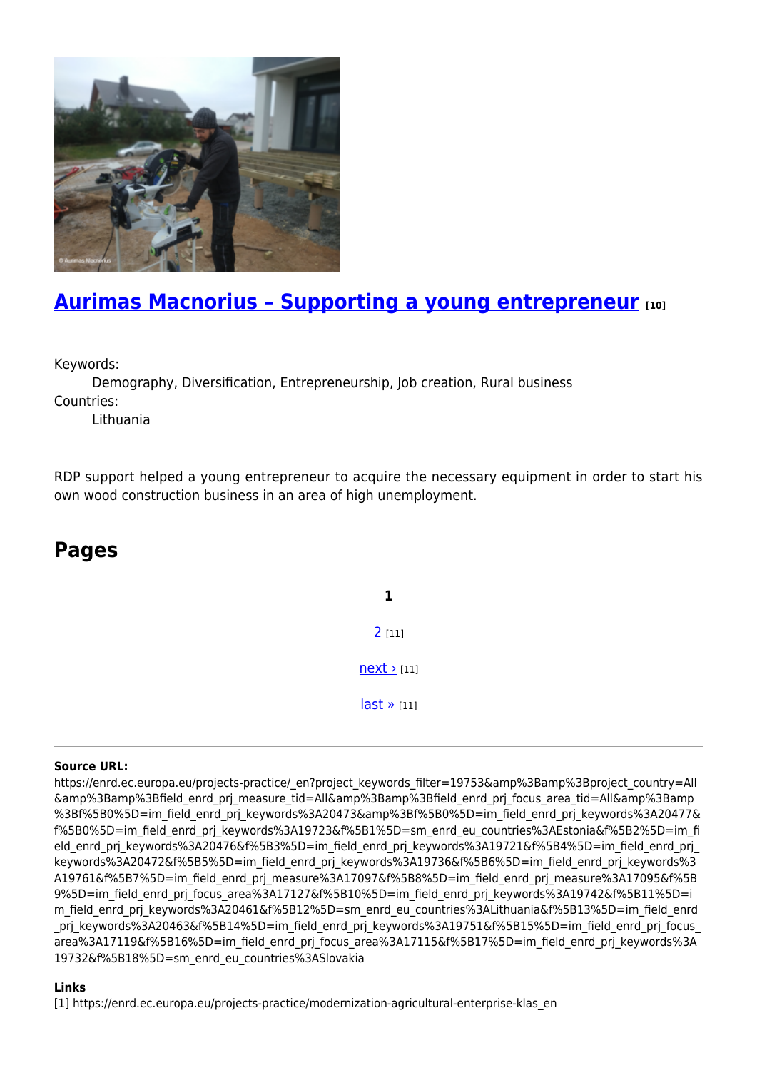## [Aurimas Macnorius – Supporting a young entrepreneur](#) [10]

Keywords:

Demography, Diversification, Entrepreneurship, Job creation, Rural business

Countries:

Lithuania

RDP support helped a young entrepreneur to acquire the necessary equipment in order to start his own wood construction business in an area of high unemployment.

## Pages

**1**

2 [11]

next › [11]

last » [11]

**Source URL:**
https://enrd.ec.europa.eu/projects-practice/_en?project_keywords_filter=19753&amp%3Bamp%3Bproject_country=All&amp%3Bamp%3Bfield_enrd_prj_measure_tid=All&amp%3Bamp%3Bfield_enrd_prj_focus_area_tid=All&amp%3Bamp%3Bf%5B0%5D=im_field_enrd_prj_keywords%3A20473&amp%3Bf%5B0%5D=im_field_enrd_prj_keywords%3A20477&f%5B0%5D=im_field_enrd_prj_keywords%3A19723&f%5B1%5D=sm_enrd_eu_countries%3AEstonia&f%5B2%5D=im_field_enrd_prj_keywords%3A20476&f%5B3%5D=im_field_enrd_prj_keywords%3A19721&f%5B4%5D=im_field_enrd_prj_keywords%3A20472&f%5B5%5D=im_field_enrd_prj_keywords%3A19736&f%5B6%5D=im_field_enrd_prj_keywords%3A19761&f%5B7%5D=im_field_enrd_prj_measure%3A17097&f%5B8%5D=im_field_enrd_prj_measure%3A17095&f%5B9%5D=im_field_enrd_prj_focus_area%3A17127&f%5B10%5D=im_field_enrd_prj_keywords%3A19742&f%5B11%5D=im_field_enrd_prj_keywords%3A20461&f%5B12%5D=sm_enrd_eu_countries%3ALithuania&f%5B13%5D=im_field_enrd_prj_keywords%3A20463&f%5B14%5D=im_field_enrd_prj_keywords%3A19751&f%5B15%5D=im_field_enrd_prj_focus_area%3A17119&f%5B16%5D=im_field_enrd_prj_focus_area%3A17115&f%5B17%5D=im_field_enrd_prj_keywords%3A19732&f%5B18%5D=sm_enrd_eu_countries%3ASlovakia

**Links**

[1] https://enrd.ec.europa.eu/projects-practice/modernization-agricultural-enterprise-klas_en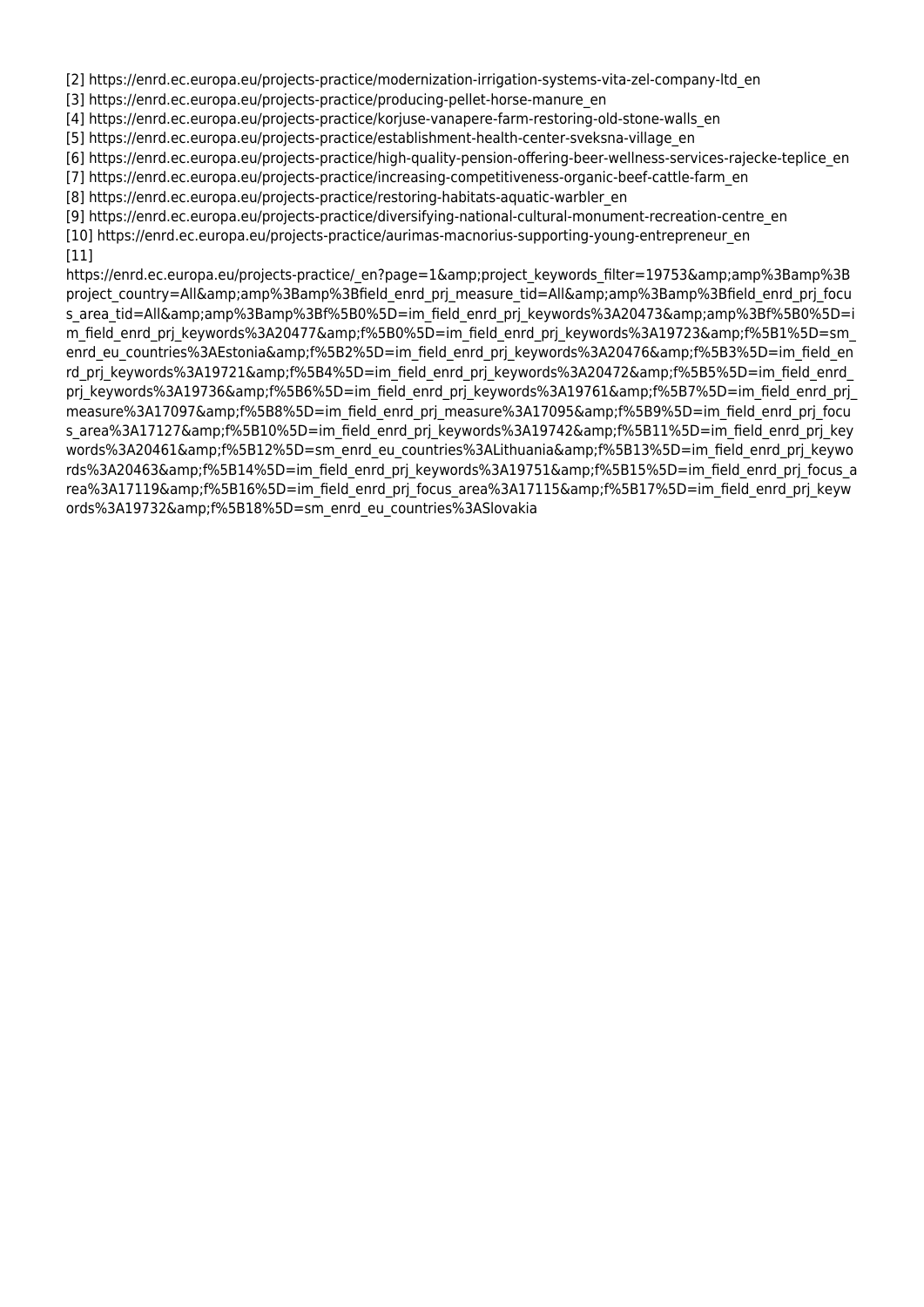[2] https://enrd.ec.europa.eu/projects-practice/modernization-irrigation-systems-vita-zel-company-ltd_en

[3] https://enrd.ec.europa.eu/projects-practice/producing-pellet-horse-manure_en

[4] https://enrd.ec.europa.eu/projects-practice/korjuse-vanapere-farm-restoring-old-stone-walls_en

[5] https://enrd.ec.europa.eu/projects-practice/establishment-health-center-sveksna-village_en

[6] https://enrd.ec.europa.eu/projects-practice/high-quality-pension-offering-beer-wellness-services-rajecke-teplice_en

[7] https://enrd.ec.europa.eu/projects-practice/increasing-competitiveness-organic-beef-cattle-farm_en

[8] https://enrd.ec.europa.eu/projects-practice/restoring-habitats-aquatic-warbler_en

[9] https://enrd.ec.europa.eu/projects-practice/diversifying-national-cultural-monument-recreation-centre_en

[10] https://enrd.ec.europa.eu/projects-practice/aurimas-macnorius-supporting-young-entrepreneur_en

[11]
https://enrd.ec.europa.eu/projects-practice/_en?page=1&amp;project_keywords_filter=19753&amp;amp%3Bamp%3Bproject_country=All&amp;amp%3Bamp%3Bfield_enrd_prj_measure_tid=All&amp;amp%3Bamp%3Bfield_enrd_prj_focus_area_tid=All&amp;amp%3Bamp%3Bf%5B0%5D=im_field_enrd_prj_keywords%3A20473&amp;amp%3Bf%5B0%5D=im_field_enrd_prj_keywords%3A20477&amp;f%5B0%5D=im_field_enrd_prj_keywords%3A19723&amp;f%5B1%5D=sm_enrd_eu_countries%3AEstonia&amp;f%5B2%5D=im_field_enrd_prj_keywords%3A20476&amp;f%5B3%5D=im_field_enrd_prj_keywords%3A19721&amp;f%5B4%5D=im_field_enrd_prj_keywords%3A20472&amp;f%5B5%5D=im_field_enrd_prj_keywords%3A19736&amp;f%5B6%5D=im_field_enrd_prj_keywords%3A19761&amp;f%5B7%5D=im_field_enrd_prj_measure%3A17097&amp;f%5B8%5D=im_field_enrd_prj_measure%3A17095&amp;f%5B9%5D=im_field_enrd_prj_focus_area%3A17127&amp;f%5B10%5D=im_field_enrd_prj_keywords%3A19742&amp;f%5B11%5D=im_field_enrd_prj_keywords%3A20461&amp;f%5B12%5D=sm_enrd_eu_countries%3ALithuania&amp;f%5B13%5D=im_field_enrd_prj_keywords%3A20463&amp;f%5B14%5D=im_field_enrd_prj_keywords%3A19751&amp;f%5B15%5D=im_field_enrd_prj_focus_area%3A17119&amp;f%5B16%5D=im_field_enrd_prj_focus_area%3A17115&amp;f%5B17%5D=im_field_enrd_prj_keywords%3A19732&amp;f%5B18%5D=sm_enrd_eu_countries%3ASlovakia